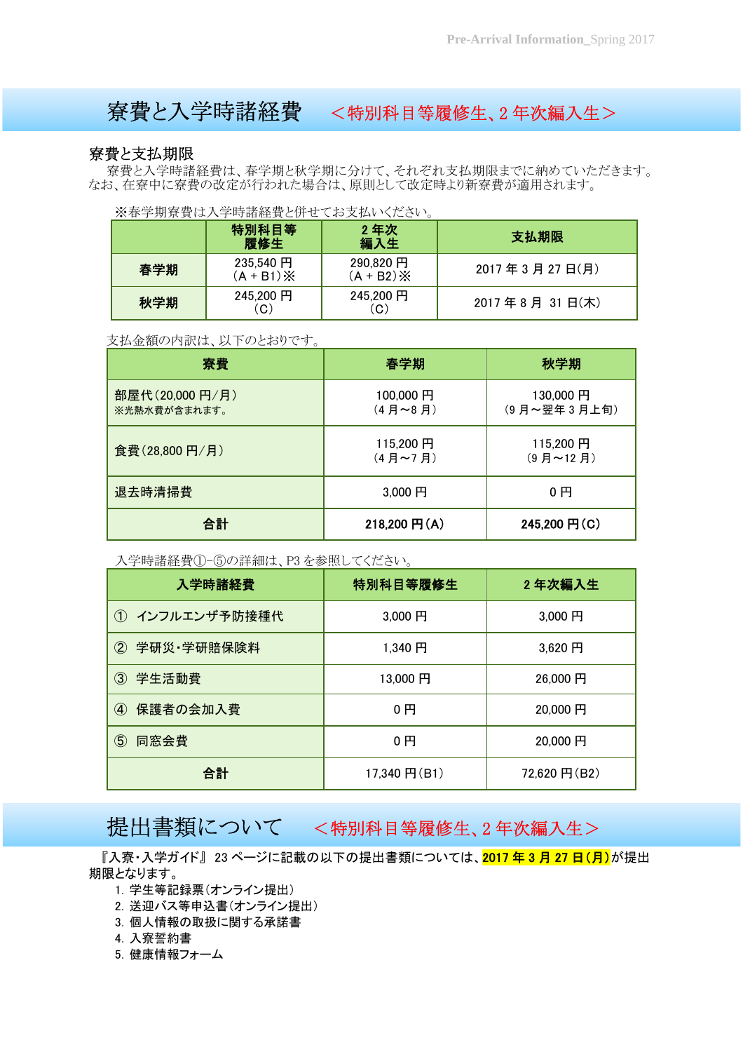# 寮費と入学時諸経費　＜特別科目等履修生、2 年次編入生＞

## 寮費と支払期限

寮費と入学時諸経費は、春学期と秋学期に分けて、それぞれ支払期限までに納めていただきます。なお、在寮中に寮費の改定が行われた場合は、原則として改定時より新寮費が適用されます。

※春学期寮費は入学時諸経費と併せてお支払いください。

| | 特別科目等履修生 | 2 年次編入生 | 支払期限 |
|---|---|---|---|
| 春学期 | 235,540 円（A＋B1）※ | 290,820 円（A＋B2）※ | 2017 年 3 月 27 日(月) |
| 秋学期 | 245,200 円（C） | 245,200 円（C） | 2017 年 8 月 31 日(木) |

支払金額の内訳は、以下のとおりです。

| 寮費 | 春学期 | 秋学期 |
|---|---|---|
| 部屋代（20,000 円/月）<br>※光熱水費が含まれます。 | 100,000 円（4 月～8 月） | 130,000 円（9 月～翌年 3 月上旬） |
| 食費（28,800 円/月） | 115,200 円（4 月～7 月） | 115,200 円（9 月～12 月） |
| 退去時清掃費 | 3,000 円 | 0 円 |
| 合計 | **218,200 円（A）** | **245,200 円（C）** |

入学時諸経費①-⑤の詳細は、P3 を参照してください。

| 入学時諸経費 | 特別科目等履修生 | 2 年次編入生 |
|---|---|---|
| ① インフルエンザ予防接種代 | 3,000 円 | 3,000 円 |
| ② 学研災・学研賠保険料 | 1,340 円 | 3,620 円 |
| ③ 学生活動費 | 13,000 円 | 26,000 円 |
| ④ 保護者の会加入費 | 0 円 | 20,000 円 |
| ⑤ 同窓会費 | 0 円 | 20,000 円 |
| 合計 | 17,340 円（B1） | 72,620 円（B2） |

# 提出書類について　＜特別科目等履修生、2 年次編入生＞

『入寮・入学ガイド』 23 ページに記載の以下の提出書類については、**2017 年 3 月 27 日（月）**が提出期限となります。

1. 学生等記録票（オンライン提出）
2. 送迎バス等申込書（オンライン提出）
3. 個人情報の取扱に関する承諾書
4. 入寮誓約書
5. 健康情報フォーム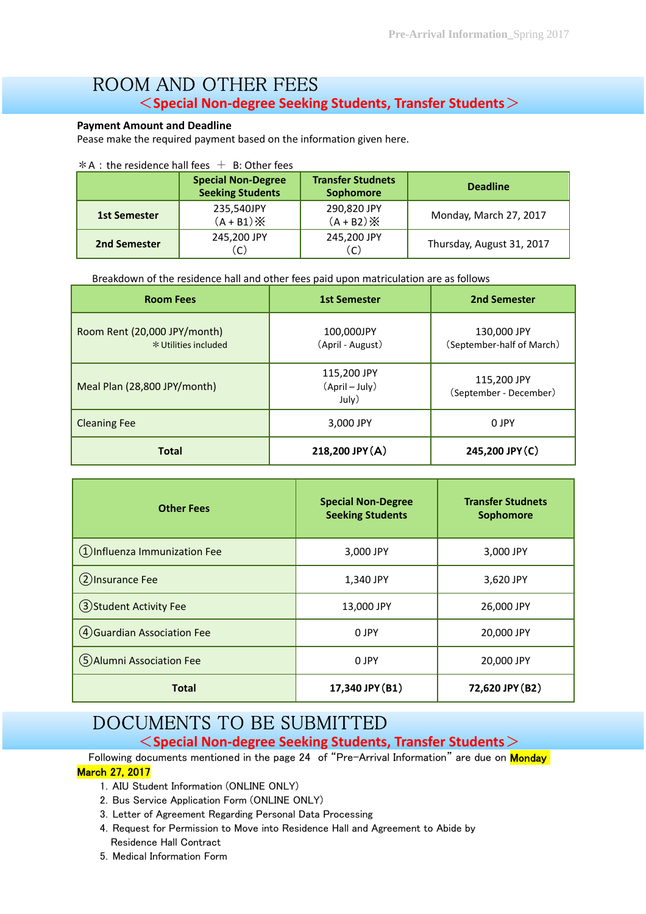# ROOM AND OTHER FEES

## ＜Special Non-degree Seeking Students, Transfer Students＞

**Payment Amount and Deadline**

Pease make the required payment based on the information given here.

＊A：the residence hall fees ＋ B: Other fees

| | Special Non-Degree Seeking Students | Transfer Studnets Sophomore | Deadline |
|---|---|---|---|
| **1st Semester** | 235,540JPY (A＋B1)※ | 290,820 JPY (A＋B2)※ | Monday, March 27, 2017 |
| **2nd Semester** | 245,200 JPY (C) | 245,200 JPY (C) | Thursday, August 31, 2017 |

Breakdown of the residence hall and other fees paid upon matriculation are as follows

| Room Fees | 1st Semester | 2nd Semester |
|---|---|---|
| Room Rent (20,000 JPY/month) ＊Utilities included | 100,000JPY (April - August) | 130,000 JPY (September-half of March) |
| Meal Plan (28,800 JPY/month) | 115,200 JPY (April – July) July) | 115,200 JPY (September - December) |
| Cleaning Fee | 3,000 JPY | 0 JPY |
| **Total** | **218,200 JPY (A)** | **245,200 JPY (C)** |

| Other Fees | Special Non-Degree Seeking Students | Transfer Studnets Sophomore |
|---|---|---|
| ①Influenza Immunization Fee | 3,000 JPY | 3,000 JPY |
| ②Insurance Fee | 1,340 JPY | 3,620 JPY |
| ③Student Activity Fee | 13,000 JPY | 26,000 JPY |
| ④Guardian Association Fee | 0 JPY | 20,000 JPY |
| ⑤Alumni Association Fee | 0 JPY | 20,000 JPY |
| **Total** | **17,340 JPY (B1)** | **72,620 JPY (B2)** |

# DOCUMENTS TO BE SUBMITTED

## ＜Special Non-degree Seeking Students, Transfer Students＞

Following documents mentioned in the page 24 of "Pre-Arrival Information" are due on **Monday March 27, 2017**

1. AIU Student Information (ONLINE ONLY)
2. Bus Service Application Form (ONLINE ONLY)
3. Letter of Agreement Regarding Personal Data Processing
4. Request for Permission to Move into Residence Hall and Agreement to Abide by Residence Hall Contract
5. Medical Information Form